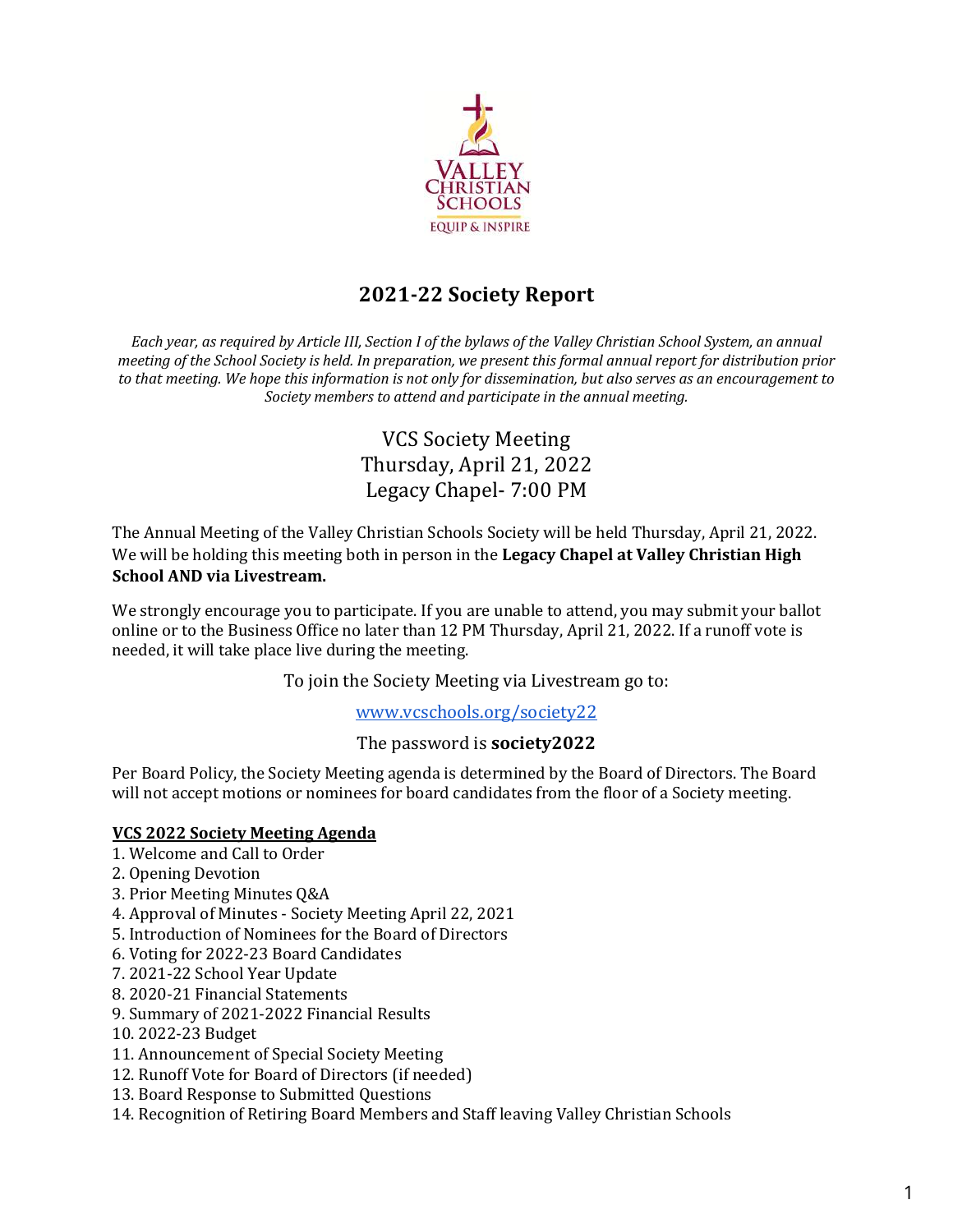VALLEY CHRISTIAN SCHOOLS

EQUIP & INSPIRE

# 2021-22 Society Report

*Each year, as required by Article III, Section I of the bylaws of the Valley Christian School System, an annual meeting of the School Society is held. In preparation, we present this formal annual report for distribution prior to that meeting. We hope this information is not only for dissemination, but also serves as an encouragement to Society members to attend and participate in the annual meeting.*

VCS Society Meeting
Thursday, April 21, 2022
Legacy Chapel- 7:00 PM

The Annual Meeting of the Valley Christian Schools Society will be held Thursday, April 21, 2022. We will be holding this meeting both in person in the **Legacy Chapel at Valley Christian High School AND via Livestream.**

We strongly encourage you to participate. If you are unable to attend, you may submit your ballot online or to the Business Office no later than 12 PM Thursday, April 21, 2022. If a runoff vote is needed, it will take place live during the meeting.

To join the Society Meeting via Livestream go to:

[www.vcschools.org/society22](http://www.vcschools.org/society22)

The password is **society2022**

Per Board Policy, the Society Meeting agenda is determined by the Board of Directors. The Board will not accept motions or nominees for board candidates from the floor of a Society meeting.

**VCS 2022 Society Meeting Agenda**

1. Welcome and Call to Order
2. Opening Devotion
3. Prior Meeting Minutes Q&A
4. Approval of Minutes - Society Meeting April 22, 2021
5. Introduction of Nominees for the Board of Directors
6. Voting for 2022-23 Board Candidates
7. 2021-22 School Year Update
8. 2020-21 Financial Statements
9. Summary of 2021-2022 Financial Results
10. 2022-23 Budget
11. Announcement of Special Society Meeting
12. Runoff Vote for Board of Directors (if needed)
13. Board Response to Submitted Questions
14. Recognition of Retiring Board Members and Staff leaving Valley Christian Schools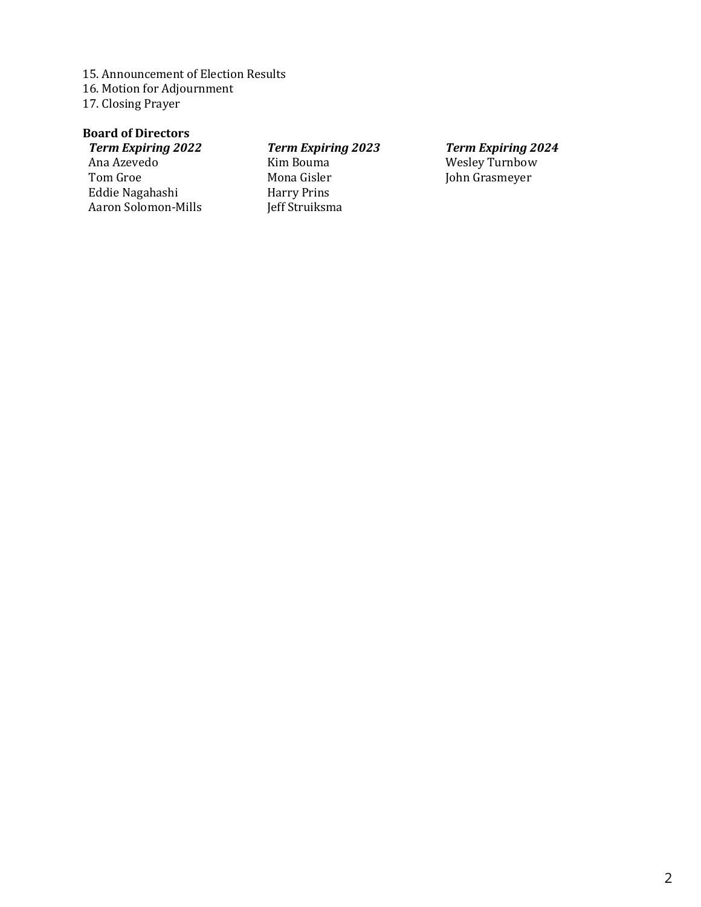15. Announcement of Election Results
16. Motion for Adjournment
17. Closing Prayer

**Board of Directors**

| ***Term Expiring 2022*** | ***Term Expiring 2023*** | ***Term Expiring 2024*** |
|---|---|---|
| Ana Azevedo | Kim Bouma | Wesley Turnbow |
| Tom Groe | Mona Gisler | John Grasmeyer |
| Eddie Nagahashi | Harry Prins | |
| Aaron Solomon-Mills | Jeff Struiksma | |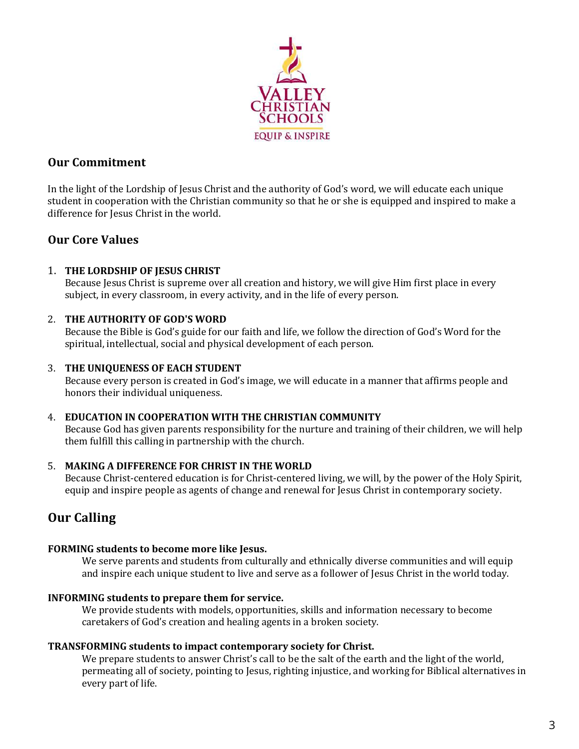## Our Commitment

In the light of the Lordship of Jesus Christ and the authority of God's word, we will educate each unique student in cooperation with the Christian community so that he or she is equipped and inspired to make a difference for Jesus Christ in the world.

## Our Core Values

1. **THE LORDSHIP OF JESUS CHRIST**
   Because Jesus Christ is supreme over all creation and history, we will give Him first place in every subject, in every classroom, in every activity, and in the life of every person.

2. **THE AUTHORITY OF GOD'S WORD**
   Because the Bible is God's guide for our faith and life, we follow the direction of God's Word for the spiritual, intellectual, social and physical development of each person.

3. **THE UNIQUENESS OF EACH STUDENT**
   Because every person is created in God's image, we will educate in a manner that affirms people and honors their individual uniqueness.

4. **EDUCATION IN COOPERATION WITH THE CHRISTIAN COMMUNITY**
   Because God has given parents responsibility for the nurture and training of their children, we will help them fulfill this calling in partnership with the church.

5. **MAKING A DIFFERENCE FOR CHRIST IN THE WORLD**
   Because Christ-centered education is for Christ-centered living, we will, by the power of the Holy Spirit, equip and inspire people as agents of change and renewal for Jesus Christ in contemporary society.

## Our Calling

**FORMING students to become more like Jesus.**

We serve parents and students from culturally and ethnically diverse communities and will equip and inspire each unique student to live and serve as a follower of Jesus Christ in the world today.

**INFORMING students to prepare them for service.**

We provide students with models, opportunities, skills and information necessary to become caretakers of God's creation and healing agents in a broken society.

**TRANSFORMING students to impact contemporary society for Christ.**

We prepare students to answer Christ's call to be the salt of the earth and the light of the world, permeating all of society, pointing to Jesus, righting injustice, and working for Biblical alternatives in every part of life.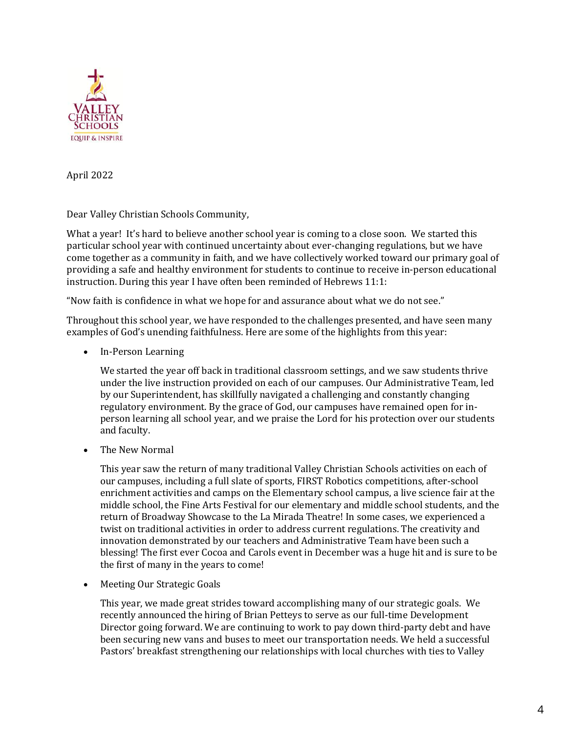VALLEY CHRISTIAN SCHOOLS
EQUIP & INSPIRE

April 2022

Dear Valley Christian Schools Community,

What a year! It's hard to believe another school year is coming to a close soon. We started this particular school year with continued uncertainty about ever-changing regulations, but we have come together as a community in faith, and we have collectively worked toward our primary goal of providing a safe and healthy environment for students to continue to receive in-person educational instruction. During this year I have often been reminded of Hebrews 11:1:

"Now faith is confidence in what we hope for and assurance about what we do not see."

Throughout this school year, we have responded to the challenges presented, and have seen many examples of God's unending faithfulness. Here are some of the highlights from this year:

- In-Person Learning

  We started the year off back in traditional classroom settings, and we saw students thrive under the live instruction provided on each of our campuses. Our Administrative Team, led by our Superintendent, has skillfully navigated a challenging and constantly changing regulatory environment. By the grace of God, our campuses have remained open for in-person learning all school year, and we praise the Lord for his protection over our students and faculty.

- The New Normal

  This year saw the return of many traditional Valley Christian Schools activities on each of our campuses, including a full slate of sports, FIRST Robotics competitions, after-school enrichment activities and camps on the Elementary school campus, a live science fair at the middle school, the Fine Arts Festival for our elementary and middle school students, and the return of Broadway Showcase to the La Mirada Theatre! In some cases, we experienced a twist on traditional activities in order to address current regulations. The creativity and innovation demonstrated by our teachers and Administrative Team have been such a blessing! The first ever Cocoa and Carols event in December was a huge hit and is sure to be the first of many in the years to come!

- Meeting Our Strategic Goals

  This year, we made great strides toward accomplishing many of our strategic goals. We recently announced the hiring of Brian Petteys to serve as our full-time Development Director going forward. We are continuing to work to pay down third-party debt and have been securing new vans and buses to meet our transportation needs. We held a successful Pastors' breakfast strengthening our relationships with local churches with ties to Valley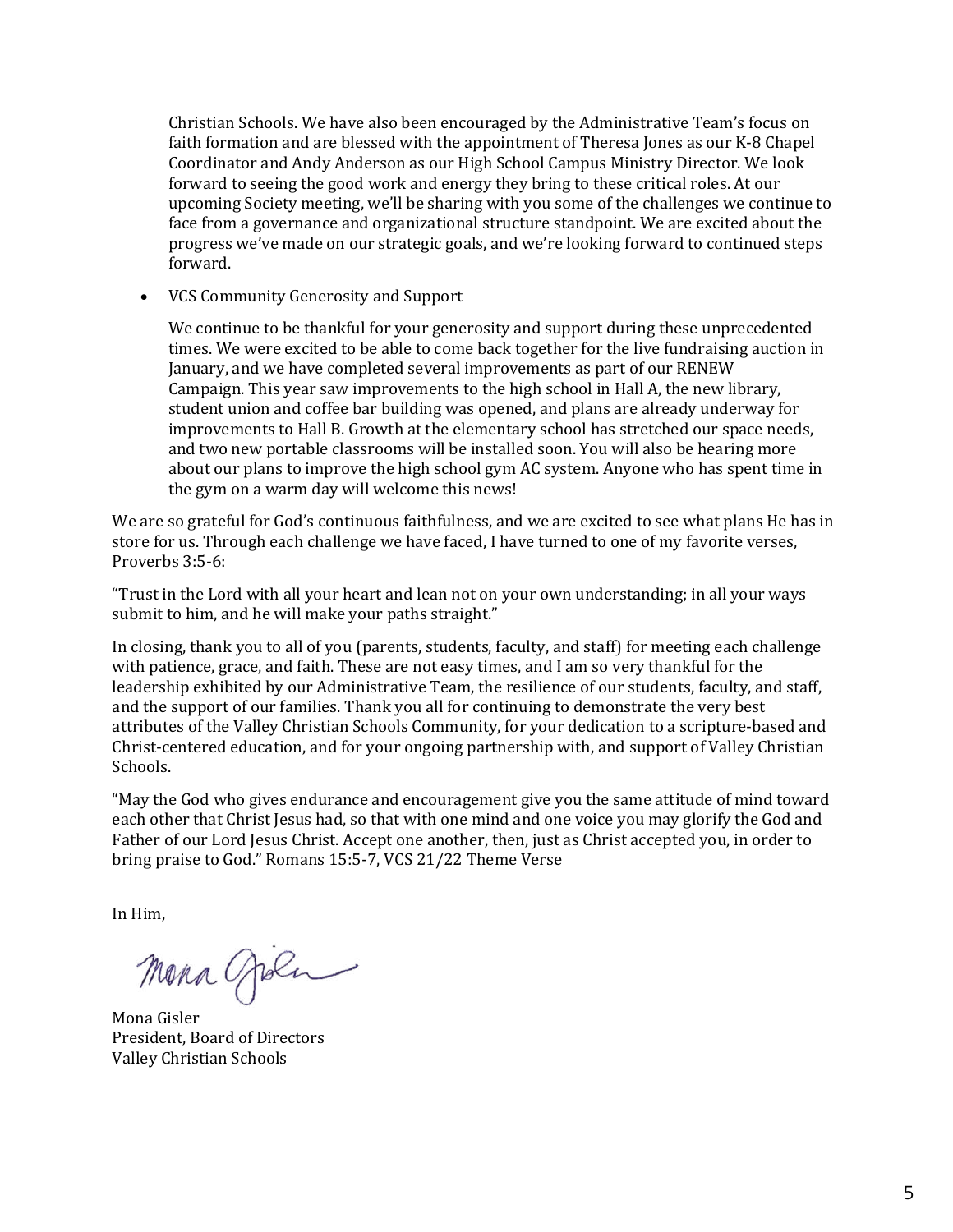Christian Schools. We have also been encouraged by the Administrative Team's focus on faith formation and are blessed with the appointment of Theresa Jones as our K-8 Chapel Coordinator and Andy Anderson as our High School Campus Ministry Director. We look forward to seeing the good work and energy they bring to these critical roles. At our upcoming Society meeting, we'll be sharing with you some of the challenges we continue to face from a governance and organizational structure standpoint. We are excited about the progress we've made on our strategic goals, and we're looking forward to continued steps forward.

- VCS Community Generosity and Support

  We continue to be thankful for your generosity and support during these unprecedented times. We were excited to be able to come back together for the live fundraising auction in January, and we have completed several improvements as part of our RENEW Campaign. This year saw improvements to the high school in Hall A, the new library, student union and coffee bar building was opened, and plans are already underway for improvements to Hall B. Growth at the elementary school has stretched our space needs, and two new portable classrooms will be installed soon. You will also be hearing more about our plans to improve the high school gym AC system. Anyone who has spent time in the gym on a warm day will welcome this news!

We are so grateful for God's continuous faithfulness, and we are excited to see what plans He has in store for us. Through each challenge we have faced, I have turned to one of my favorite verses, Proverbs 3:5-6:

"Trust in the Lord with all your heart and lean not on your own understanding; in all your ways submit to him, and he will make your paths straight."

In closing, thank you to all of you (parents, students, faculty, and staff) for meeting each challenge with patience, grace, and faith. These are not easy times, and I am so very thankful for the leadership exhibited by our Administrative Team, the resilience of our students, faculty, and staff, and the support of our families. Thank you all for continuing to demonstrate the very best attributes of the Valley Christian Schools Community, for your dedication to a scripture-based and Christ-centered education, and for your ongoing partnership with, and support of Valley Christian Schools.

"May the God who gives endurance and encouragement give you the same attitude of mind toward each other that Christ Jesus had, so that with one mind and one voice you may glorify the God and Father of our Lord Jesus Christ. Accept one another, then, just as Christ accepted you, in order to bring praise to God." Romans 15:5-7, VCS 21/22 Theme Verse

In Him,

Mona Gisler
President, Board of Directors
Valley Christian Schools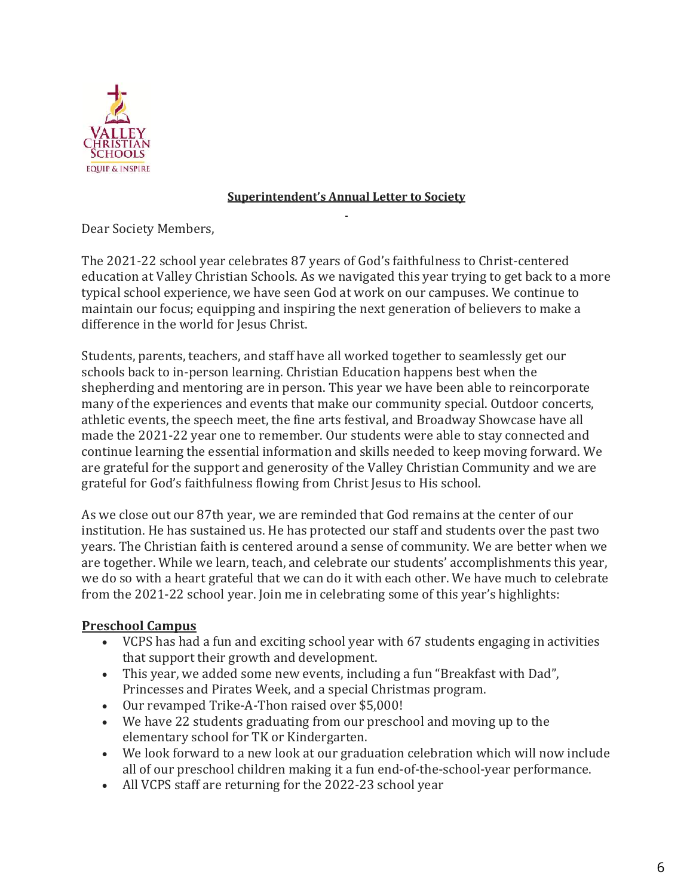**Superintendent's Annual Letter to Society**

Dear Society Members,

The 2021-22 school year celebrates 87 years of God's faithfulness to Christ-centered education at Valley Christian Schools. As we navigated this year trying to get back to a more typical school experience, we have seen God at work on our campuses. We continue to maintain our focus; equipping and inspiring the next generation of believers to make a difference in the world for Jesus Christ.

Students, parents, teachers, and staff have all worked together to seamlessly get our schools back to in-person learning. Christian Education happens best when the shepherding and mentoring are in person. This year we have been able to reincorporate many of the experiences and events that make our community special. Outdoor concerts, athletic events, the speech meet, the fine arts festival, and Broadway Showcase have all made the 2021-22 year one to remember. Our students were able to stay connected and continue learning the essential information and skills needed to keep moving forward. We are grateful for the support and generosity of the Valley Christian Community and we are grateful for God's faithfulness flowing from Christ Jesus to His school.

As we close out our 87th year, we are reminded that God remains at the center of our institution. He has sustained us. He has protected our staff and students over the past two years. The Christian faith is centered around a sense of community. We are better when we are together. While we learn, teach, and celebrate our students' accomplishments this year, we do so with a heart grateful that we can do it with each other. We have much to celebrate from the 2021-22 school year. Join me in celebrating some of this year's highlights:

**Preschool Campus**

- VCPS has had a fun and exciting school year with 67 students engaging in activities that support their growth and development.
- This year, we added some new events, including a fun "Breakfast with Dad", Princesses and Pirates Week, and a special Christmas program.
- Our revamped Trike-A-Thon raised over $5,000!
- We have 22 students graduating from our preschool and moving up to the elementary school for TK or Kindergarten.
- We look forward to a new look at our graduation celebration which will now include all of our preschool children making it a fun end-of-the-school-year performance.
- All VCPS staff are returning for the 2022-23 school year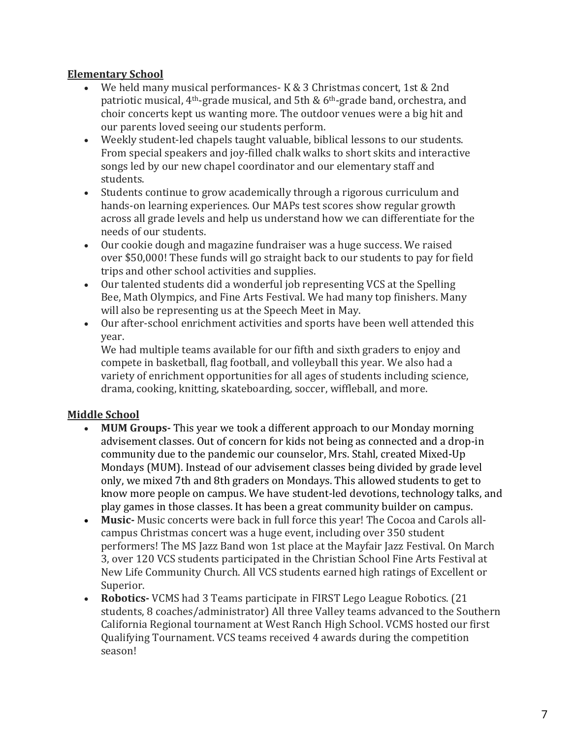**Elementary School**

- We held many musical performances- K & 3 Christmas concert, 1st & 2nd patriotic musical, 4th-grade musical, and 5th & 6th-grade band, orchestra, and choir concerts kept us wanting more. The outdoor venues were a big hit and our parents loved seeing our students perform.
- Weekly student-led chapels taught valuable, biblical lessons to our students. From special speakers and joy-filled chalk walks to short skits and interactive songs led by our new chapel coordinator and our elementary staff and students.
- Students continue to grow academically through a rigorous curriculum and hands-on learning experiences. Our MAPs test scores show regular growth across all grade levels and help us understand how we can differentiate for the needs of our students.
- Our cookie dough and magazine fundraiser was a huge success. We raised over $50,000! These funds will go straight back to our students to pay for field trips and other school activities and supplies.
- Our talented students did a wonderful job representing VCS at the Spelling Bee, Math Olympics, and Fine Arts Festival. We had many top finishers. Many will also be representing us at the Speech Meet in May.
- Our after-school enrichment activities and sports have been well attended this year.
  We had multiple teams available for our fifth and sixth graders to enjoy and compete in basketball, flag football, and volleyball this year. We also had a variety of enrichment opportunities for all ages of students including science, drama, cooking, knitting, skateboarding, soccer, wiffleball, and more.

**Middle School**

- **MUM Groups-** This year we took a different approach to our Monday morning advisement classes. Out of concern for kids not being as connected and a drop-in community due to the pandemic our counselor, Mrs. Stahl, created Mixed-Up Mondays (MUM). Instead of our advisement classes being divided by grade level only, we mixed 7th and 8th graders on Mondays. This allowed students to get to know more people on campus. We have student-led devotions, technology talks, and play games in those classes. It has been a great community builder on campus.
- **Music-** Music concerts were back in full force this year! The Cocoa and Carols all-campus Christmas concert was a huge event, including over 350 student performers! The MS Jazz Band won 1st place at the Mayfair Jazz Festival. On March 3, over 120 VCS students participated in the Christian School Fine Arts Festival at New Life Community Church. All VCS students earned high ratings of Excellent or Superior.
- **Robotics-** VCMS had 3 Teams participate in FIRST Lego League Robotics. (21 students, 8 coaches/administrator) All three Valley teams advanced to the Southern California Regional tournament at West Ranch High School. VCMS hosted our first Qualifying Tournament. VCS teams received 4 awards during the competition season!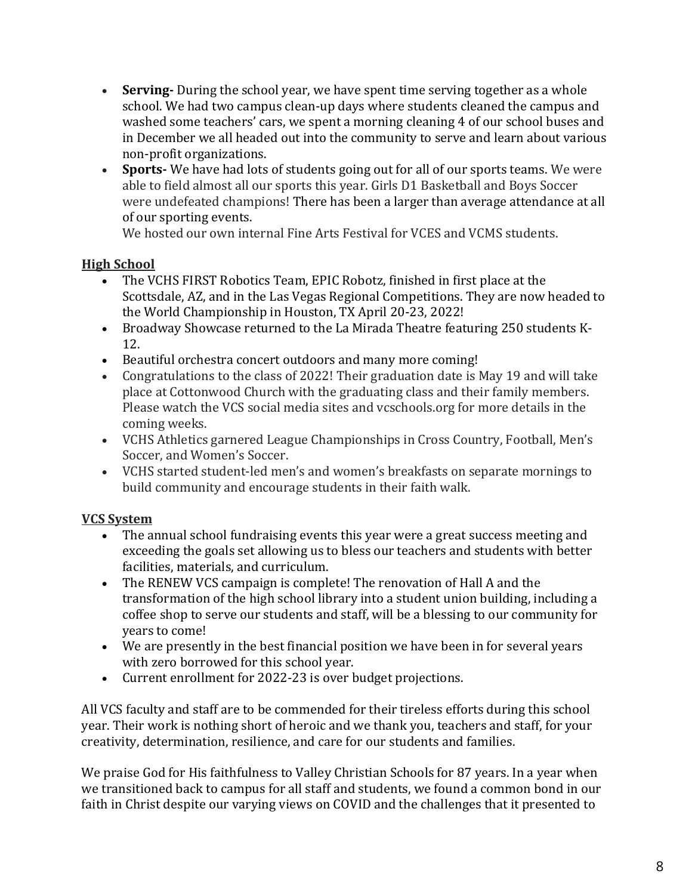- **Serving-** During the school year, we have spent time serving together as a whole school. We had two campus clean-up days where students cleaned the campus and washed some teachers' cars, we spent a morning cleaning 4 of our school buses and in December we all headed out into the community to serve and learn about various non-profit organizations.
- **Sports-** We have had lots of students going out for all of our sports teams. We were able to field almost all our sports this year. Girls D1 Basketball and Boys Soccer were undefeated champions! There has been a larger than average attendance at all of our sporting events.
  We hosted our own internal Fine Arts Festival for VCES and VCMS students.

**High School**

- The VCHS FIRST Robotics Team, EPIC Robotz, finished in first place at the Scottsdale, AZ, and in the Las Vegas Regional Competitions. They are now headed to the World Championship in Houston, TX April 20-23, 2022!
- Broadway Showcase returned to the La Mirada Theatre featuring 250 students K-12.
- Beautiful orchestra concert outdoors and many more coming!
- Congratulations to the class of 2022! Their graduation date is May 19 and will take place at Cottonwood Church with the graduating class and their family members. Please watch the VCS social media sites and vcschools.org for more details in the coming weeks.
- VCHS Athletics garnered League Championships in Cross Country, Football, Men's Soccer, and Women's Soccer.
- VCHS started student-led men's and women's breakfasts on separate mornings to build community and encourage students in their faith walk.

**VCS System**

- The annual school fundraising events this year were a great success meeting and exceeding the goals set allowing us to bless our teachers and students with better facilities, materials, and curriculum.
- The RENEW VCS campaign is complete! The renovation of Hall A and the transformation of the high school library into a student union building, including a coffee shop to serve our students and staff, will be a blessing to our community for years to come!
- We are presently in the best financial position we have been in for several years with zero borrowed for this school year.
- Current enrollment for 2022-23 is over budget projections.

All VCS faculty and staff are to be commended for their tireless efforts during this school year. Their work is nothing short of heroic and we thank you, teachers and staff, for your creativity, determination, resilience, and care for our students and families.

We praise God for His faithfulness to Valley Christian Schools for 87 years. In a year when we transitioned back to campus for all staff and students, we found a common bond in our faith in Christ despite our varying views on COVID and the challenges that it presented to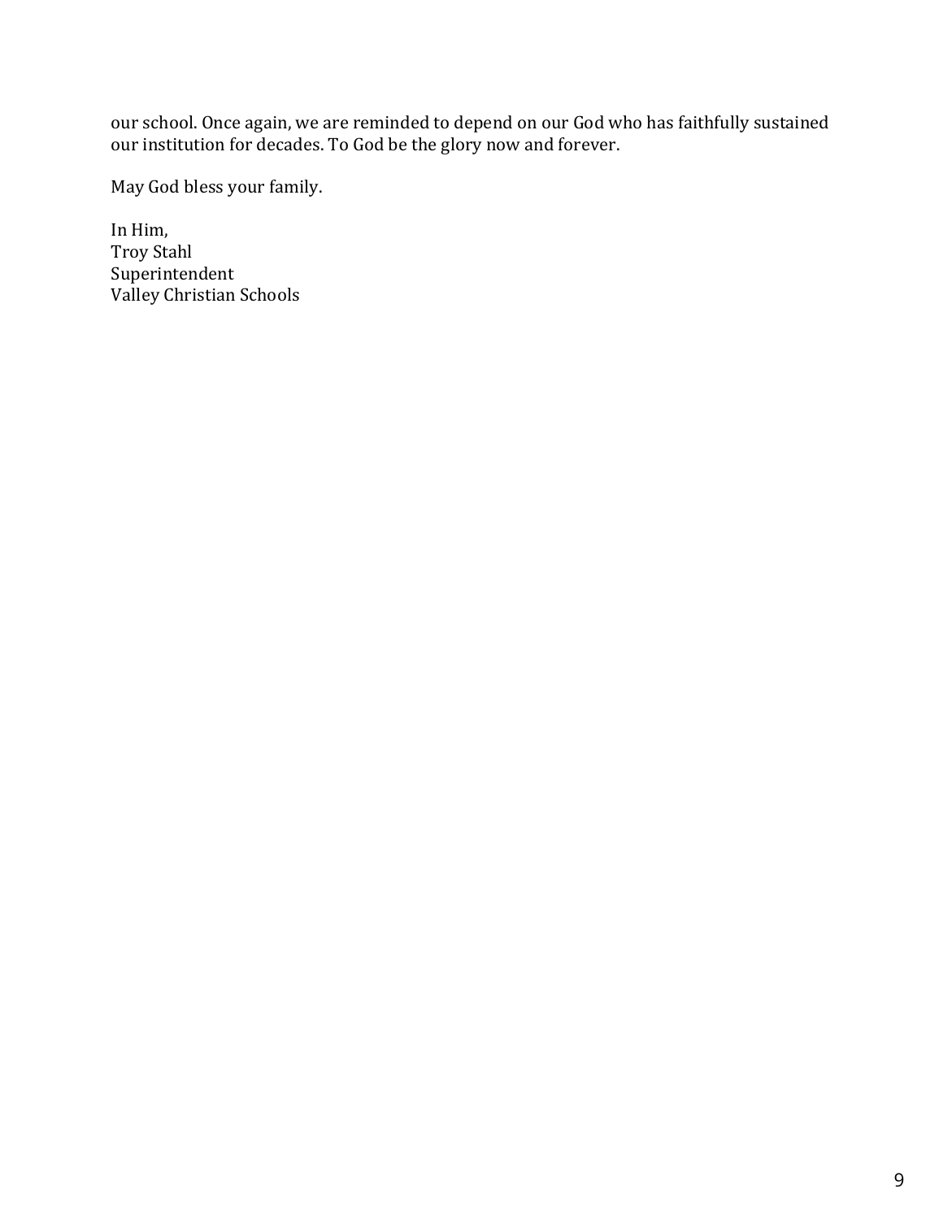our school. Once again, we are reminded to depend on our God who has faithfully sustained our institution for decades. To God be the glory now and forever.

May God bless your family.

In Him,
Troy Stahl
Superintendent
Valley Christian Schools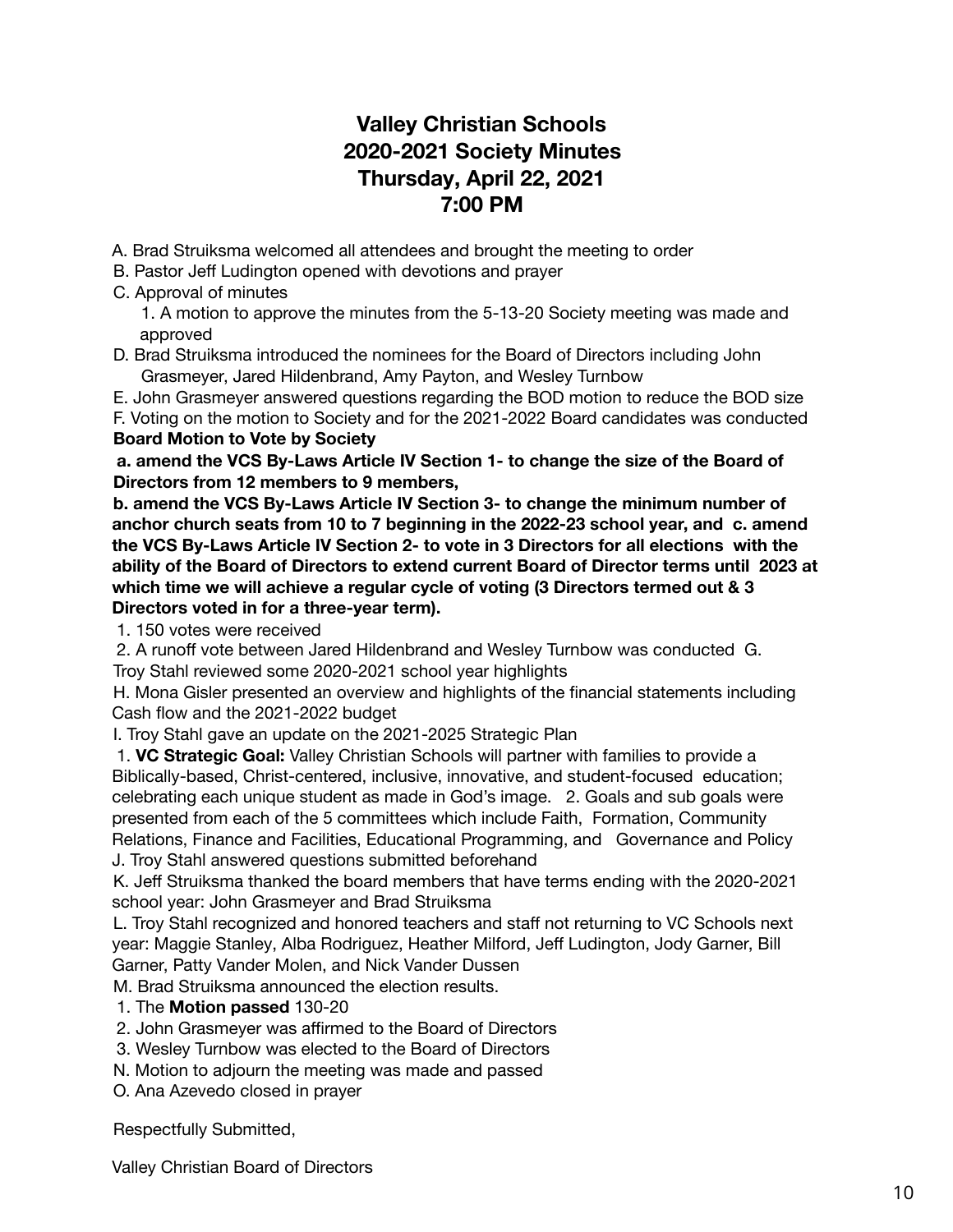# Valley Christian Schools
# 2020-2021 Society Minutes
# Thursday, April 22, 2021
# 7:00 PM

A. Brad Struiksma welcomed all attendees and brought the meeting to order

B. Pastor Jeff Ludington opened with devotions and prayer

C. Approval of minutes

1. A motion to approve the minutes from the 5-13-20 Society meeting was made and approved

D. Brad Struiksma introduced the nominees for the Board of Directors including John Grasmeyer, Jared Hildenbrand, Amy Payton, and Wesley Turnbow

E. John Grasmeyer answered questions regarding the BOD motion to reduce the BOD size

F. Voting on the motion to Society and for the 2021-2022 Board candidates was conducted

**Board Motion to Vote by Society**

**a. amend the VCS By-Laws Article IV Section 1- to change the size of the Board of Directors from 12 members to 9 members,**

**b. amend the VCS By-Laws Article IV Section 3- to change the minimum number of anchor church seats from 10 to 7 beginning in the 2022-23 school year, and c. amend the VCS By-Laws Article IV Section 2- to vote in 3 Directors for all elections with the ability of the Board of Directors to extend current Board of Director terms until 2023 at which time we will achieve a regular cycle of voting (3 Directors termed out & 3 Directors voted in for a three-year term).**

1. 150 votes were received
2. A runoff vote between Jared Hildenbrand and Wesley Turnbow was conducted

G. Troy Stahl reviewed some 2020-2021 school year highlights

H. Mona Gisler presented an overview and highlights of the financial statements including Cash flow and the 2021-2022 budget

I. Troy Stahl gave an update on the 2021-2025 Strategic Plan

1. **VC Strategic Goal:** Valley Christian Schools will partner with families to provide a Biblically-based, Christ-centered, inclusive, innovative, and student-focused education; celebrating each unique student as made in God's image.
2. Goals and sub goals were presented from each of the 5 committees which include Faith, Formation, Community Relations, Finance and Facilities, Educational Programming, and Governance and Policy

J. Troy Stahl answered questions submitted beforehand

K. Jeff Struiksma thanked the board members that have terms ending with the 2020-2021 school year: John Grasmeyer and Brad Struiksma

L. Troy Stahl recognized and honored teachers and staff not returning to VC Schools next year: Maggie Stanley, Alba Rodriguez, Heather Milford, Jeff Ludington, Jody Garner, Bill Garner, Patty Vander Molen, and Nick Vander Dussen

M. Brad Struiksma announced the election results.

1. The **Motion passed** 130-20
2. John Grasmeyer was affirmed to the Board of Directors
3. Wesley Turnbow was elected to the Board of Directors

N. Motion to adjourn the meeting was made and passed

O. Ana Azevedo closed in prayer

Respectfully Submitted,

Valley Christian Board of Directors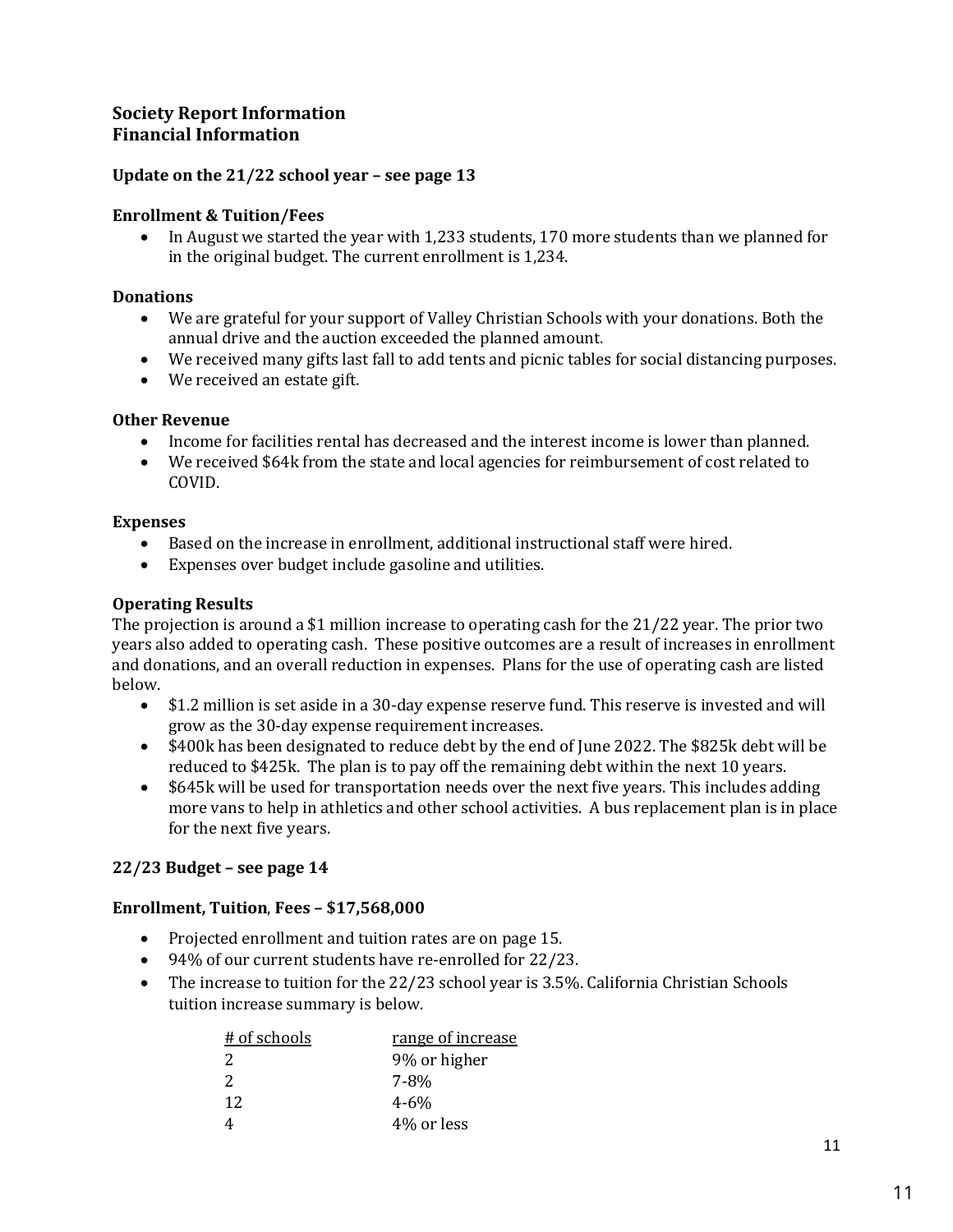**Society Report Information**
**Financial Information**

**Update on the 21/22 school year – see page 13**

**Enrollment & Tuition/Fees**

- In August we started the year with 1,233 students, 170 more students than we planned for in the original budget. The current enrollment is 1,234.

**Donations**

- We are grateful for your support of Valley Christian Schools with your donations. Both the annual drive and the auction exceeded the planned amount.
- We received many gifts last fall to add tents and picnic tables for social distancing purposes.
- We received an estate gift.

**Other Revenue**

- Income for facilities rental has decreased and the interest income is lower than planned.
- We received $64k from the state and local agencies for reimbursement of cost related to COVID.

**Expenses**

- Based on the increase in enrollment, additional instructional staff were hired.
- Expenses over budget include gasoline and utilities.

**Operating Results**

The projection is around a $1 million increase to operating cash for the 21/22 year. The prior two years also added to operating cash. These positive outcomes are a result of increases in enrollment and donations, and an overall reduction in expenses. Plans for the use of operating cash are listed below.

- $1.2 million is set aside in a 30-day expense reserve fund. This reserve is invested and will grow as the 30-day expense requirement increases.
- $400k has been designated to reduce debt by the end of June 2022. The $825k debt will be reduced to $425k. The plan is to pay off the remaining debt within the next 10 years.
- $645k will be used for transportation needs over the next five years. This includes adding more vans to help in athletics and other school activities. A bus replacement plan is in place for the next five years.

**22/23 Budget – see page 14**

**Enrollment, Tuition, Fees – $17,568,000**

- Projected enrollment and tuition rates are on page 15.
- 94% of our current students have re-enrolled for 22/23.
- The increase to tuition for the 22/23 school year is 3.5%. California Christian Schools tuition increase summary is below.

| # of schools | range of increase |
|---|---|
| 2 | 9% or higher |
| 2 | 7-8% |
| 12 | 4-6% |
| 4 | 4% or less |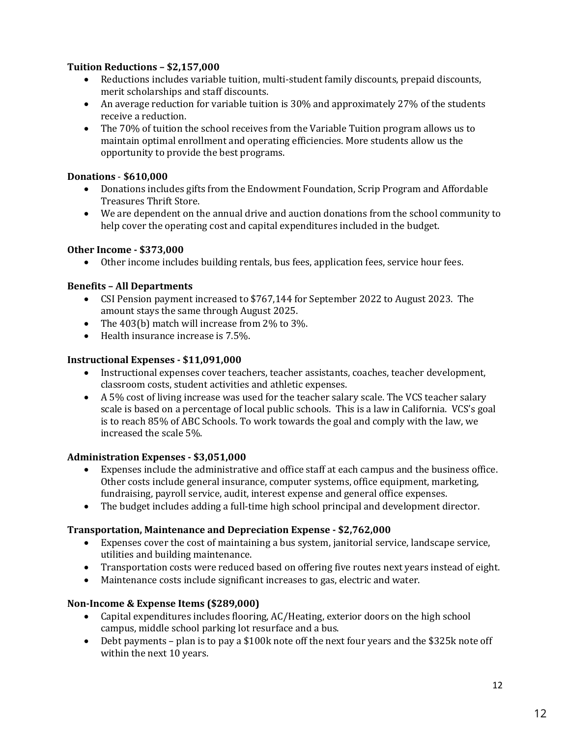**Tuition Reductions – $2,157,000**

- Reductions includes variable tuition, multi-student family discounts, prepaid discounts, merit scholarships and staff discounts.
- An average reduction for variable tuition is 30% and approximately 27% of the students receive a reduction.
- The 70% of tuition the school receives from the Variable Tuition program allows us to maintain optimal enrollment and operating efficiencies. More students allow us the opportunity to provide the best programs.

**Donations - $610,000**

- Donations includes gifts from the Endowment Foundation, Scrip Program and Affordable Treasures Thrift Store.
- We are dependent on the annual drive and auction donations from the school community to help cover the operating cost and capital expenditures included in the budget.

**Other Income - $373,000**

- Other income includes building rentals, bus fees, application fees, service hour fees.

**Benefits – All Departments**

- CSI Pension payment increased to $767,144 for September 2022 to August 2023. The amount stays the same through August 2025.
- The 403(b) match will increase from 2% to 3%.
- Health insurance increase is 7.5%.

**Instructional Expenses - $11,091,000**

- Instructional expenses cover teachers, teacher assistants, coaches, teacher development, classroom costs, student activities and athletic expenses.
- A 5% cost of living increase was used for the teacher salary scale. The VCS teacher salary scale is based on a percentage of local public schools. This is a law in California. VCS's goal is to reach 85% of ABC Schools. To work towards the goal and comply with the law, we increased the scale 5%.

**Administration Expenses - $3,051,000**

- Expenses include the administrative and office staff at each campus and the business office. Other costs include general insurance, computer systems, office equipment, marketing, fundraising, payroll service, audit, interest expense and general office expenses.
- The budget includes adding a full-time high school principal and development director.

**Transportation, Maintenance and Depreciation Expense - $2,762,000**

- Expenses cover the cost of maintaining a bus system, janitorial service, landscape service, utilities and building maintenance.
- Transportation costs were reduced based on offering five routes next years instead of eight.
- Maintenance costs include significant increases to gas, electric and water.

**Non-Income & Expense Items ($289,000)**

- Capital expenditures includes flooring, AC/Heating, exterior doors on the high school campus, middle school parking lot resurface and a bus.
- Debt payments – plan is to pay a $100k note off the next four years and the $325k note off within the next 10 years.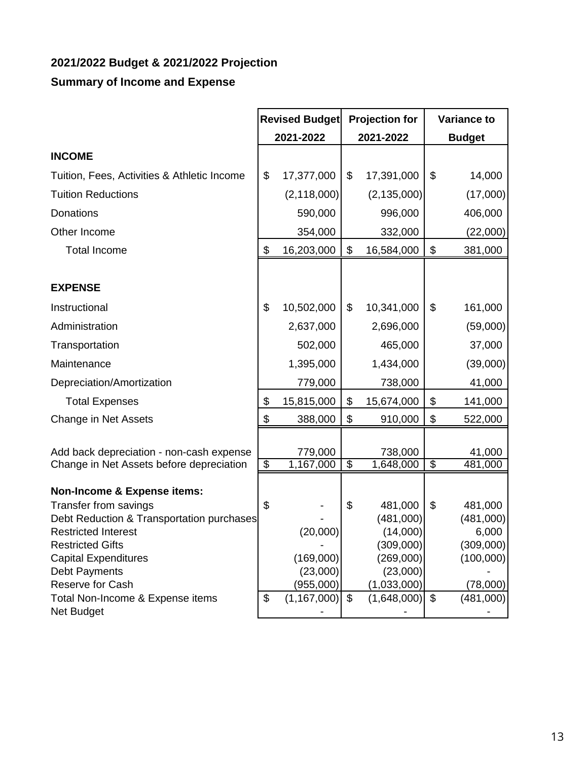**2021/2022 Budget & 2021/2022 Projection**

**Summary of Income and Expense**

| | Revised Budget 2021-2022 | Projection for 2021-2022 | Variance to Budget |
|---|---|---|---|
| **INCOME** | | | |
| Tuition, Fees, Activities & Athletic Income | $ 17,377,000 | $ 17,391,000 | $ 14,000 |
| Tuition Reductions | (2,118,000) | (2,135,000) | (17,000) |
| Donations | 590,000 | 996,000 | 406,000 |
| Other Income | 354,000 | 332,000 | (22,000) |
| Total Income | $ 16,203,000 | $ 16,584,000 | $ 381,000 |
| | | | |
| **EXPENSE** | | | |
| Instructional | $ 10,502,000 | $ 10,341,000 | $ 161,000 |
| Administration | 2,637,000 | 2,696,000 | (59,000) |
| Transportation | 502,000 | 465,000 | 37,000 |
| Maintenance | 1,395,000 | 1,434,000 | (39,000) |
| Depreciation/Amortization | 779,000 | 738,000 | 41,000 |
| Total Expenses | $ 15,815,000 | $ 15,674,000 | $ 141,000 |
| Change in Net Assets | $ 388,000 | $ 910,000 | $ 522,000 |
| | | | |
| Add back depreciation - non-cash expense | 779,000 | 738,000 | 41,000 |
| Change in Net Assets before depreciation | $ 1,167,000 | $ 1,648,000 | $ 481,000 |
| | | | |
| **Non-Income & Expense items:** | | | |
| Transfer from savings | $ - | $ 481,000 | $ 481,000 |
| Debt Reduction & Transportation purchases | - | (481,000) | (481,000) |
| Restricted Interest | (20,000) | (14,000) | 6,000 |
| Restricted Gifts | - | (309,000) | (309,000) |
| Capital Expenditures | (169,000) | (269,000) | (100,000) |
| Debt Payments | (23,000) | (23,000) | - |
| Reserve for Cash | (955,000) | (1,033,000) | (78,000) |
| Total Non-Income & Expense items | $ (1,167,000) | $ (1,648,000) | $ (481,000) |
| Net Budget | - | - | - |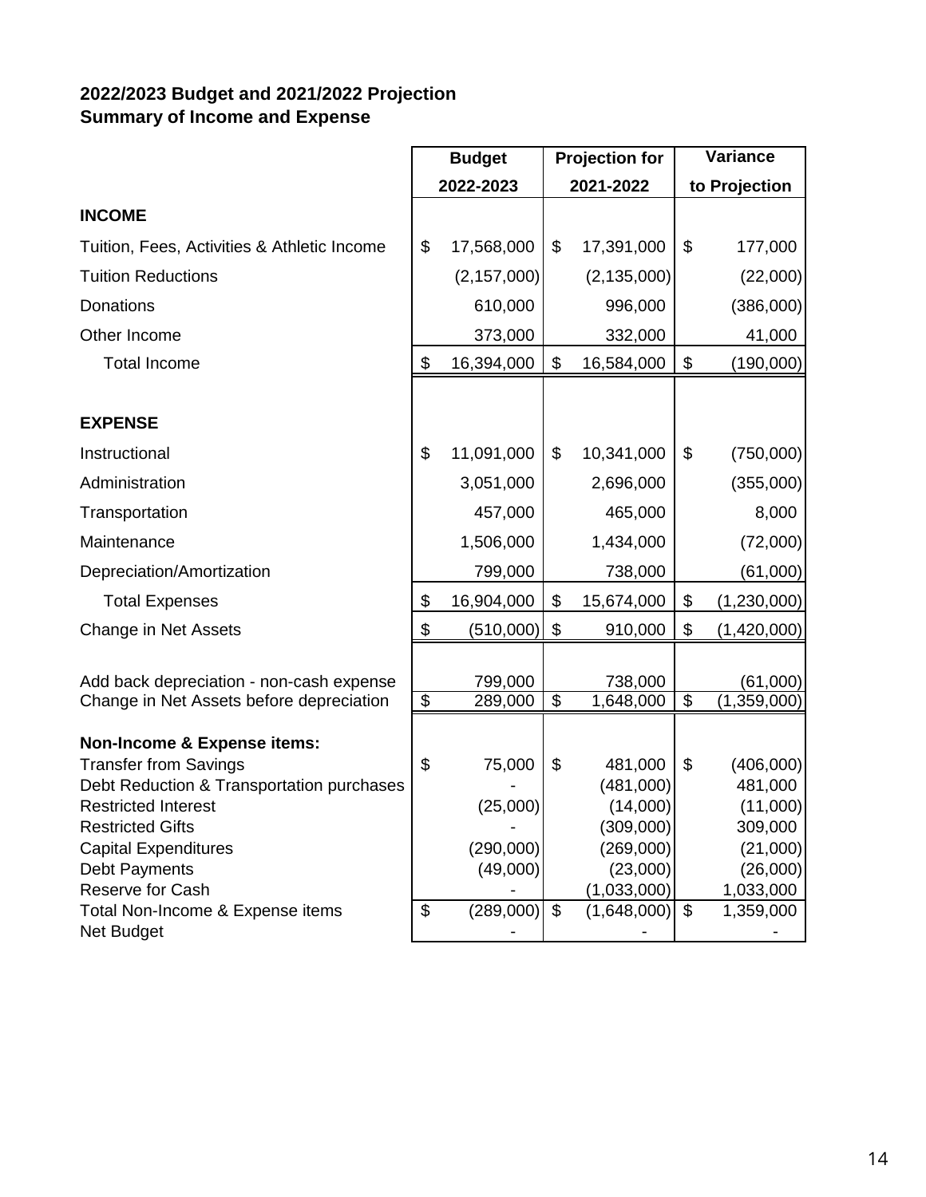**2022/2023 Budget and 2021/2022 Projection**
**Summary of Income and Expense**

| | Budget 2022-2023 | Projection for 2021-2022 | Variance to Projection |
|---|---|---|---|
| **INCOME** | | | |
| Tuition, Fees, Activities & Athletic Income | $ 17,568,000 | $ 17,391,000 | $ 177,000 |
| Tuition Reductions | (2,157,000) | (2,135,000) | (22,000) |
| Donations | 610,000 | 996,000 | (386,000) |
| Other Income | 373,000 | 332,000 | 41,000 |
| Total Income | $ 16,394,000 | $ 16,584,000 | $ (190,000) |
| | | | |
| **EXPENSE** | | | |
| Instructional | $ 11,091,000 | $ 10,341,000 | $ (750,000) |
| Administration | 3,051,000 | 2,696,000 | (355,000) |
| Transportation | 457,000 | 465,000 | 8,000 |
| Maintenance | 1,506,000 | 1,434,000 | (72,000) |
| Depreciation/Amortization | 799,000 | 738,000 | (61,000) |
| Total Expenses | $ 16,904,000 | $ 15,674,000 | $ (1,230,000) |
| Change in Net Assets | $ (510,000) | $ 910,000 | $ (1,420,000) |
| | | | |
| Add back depreciation - non-cash expense | 799,000 | 738,000 | (61,000) |
| Change in Net Assets before depreciation | $ 289,000 | $ 1,648,000 | $ (1,359,000) |
| | | | |
| **Non-Income & Expense items:** | | | |
| Transfer from Savings | $ 75,000 | $ 481,000 | $ (406,000) |
| Debt Reduction & Transportation purchases | - | (481,000) | 481,000 |
| Restricted Interest | (25,000) | (14,000) | (11,000) |
| Restricted Gifts | - | (309,000) | 309,000 |
| Capital Expenditures | (290,000) | (269,000) | (21,000) |
| Debt Payments | (49,000) | (23,000) | (26,000) |
| Reserve for Cash | - | (1,033,000) | 1,033,000 |
| Total Non-Income & Expense items | $ (289,000) | $ (1,648,000) | $ 1,359,000 |
| Net Budget | - | - | - |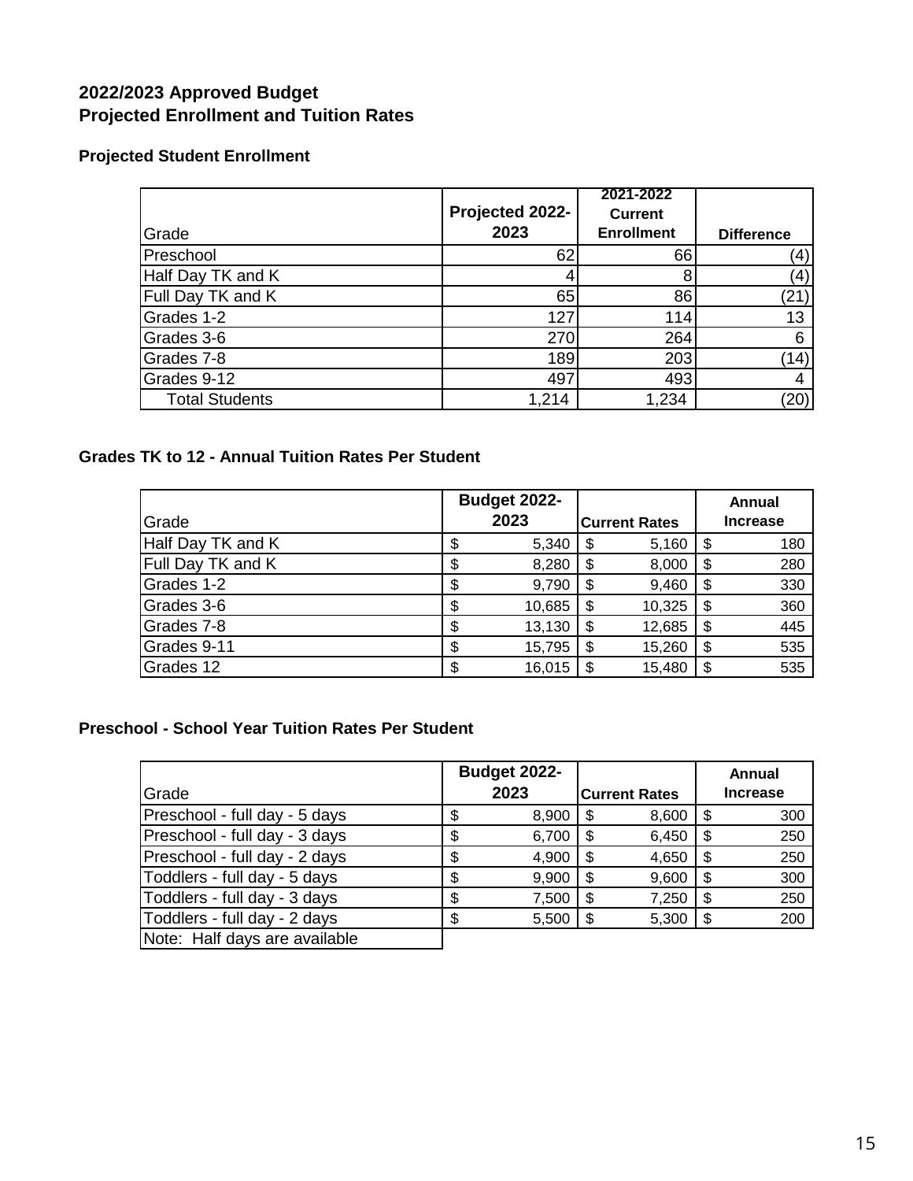## 2022/2023 Approved Budget
## Projected Enrollment and Tuition Rates

### Projected Student Enrollment

| Grade | Projected 2022-2023 | 2021-2022 Current Enrollment | Difference |
|---|---|---|---|
| Preschool | 62 | 66 | (4) |
| Half Day TK and K | 4 | 8 | (4) |
| Full Day TK and K | 65 | 86 | (21) |
| Grades 1-2 | 127 | 114 | 13 |
| Grades 3-6 | 270 | 264 | 6 |
| Grades 7-8 | 189 | 203 | (14) |
| Grades 9-12 | 497 | 493 | 4 |
| Total Students | 1,214 | 1,234 | (20) |

### Grades TK to 12 - Annual Tuition Rates Per Student

| Grade | Budget 2022-2023 | Current Rates | Annual Increase |
|---|---|---|---|
| Half Day TK and K | $ 5,340 | $ 5,160 | $ 180 |
| Full Day TK and K | $ 8,280 | $ 8,000 | $ 280 |
| Grades 1-2 | $ 9,790 | $ 9,460 | $ 330 |
| Grades 3-6 | $ 10,685 | $ 10,325 | $ 360 |
| Grades 7-8 | $ 13,130 | $ 12,685 | $ 445 |
| Grades 9-11 | $ 15,795 | $ 15,260 | $ 535 |
| Grades 12 | $ 16,015 | $ 15,480 | $ 535 |

### Preschool - School Year Tuition Rates Per Student

| Grade | Budget 2022-2023 | Current Rates | Annual Increase |
|---|---|---|---|
| Preschool - full day - 5 days | $ 8,900 | $ 8,600 | $ 300 |
| Preschool - full day - 3 days | $ 6,700 | $ 6,450 | $ 250 |
| Preschool - full day - 2 days | $ 4,900 | $ 4,650 | $ 250 |
| Toddlers - full day - 5 days | $ 9,900 | $ 9,600 | $ 300 |
| Toddlers - full day - 3 days | $ 7,500 | $ 7,250 | $ 250 |
| Toddlers - full day - 2 days | $ 5,500 | $ 5,300 | $ 200 |
| Note: Half days are available | | | |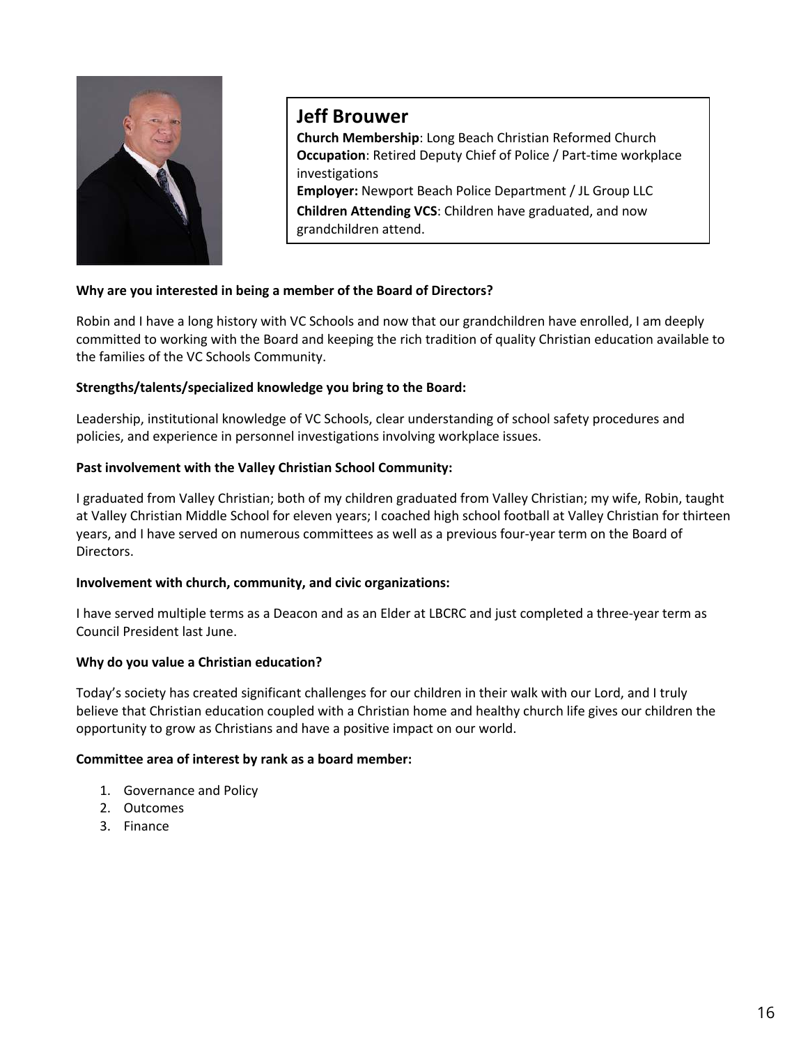## Jeff Brouwer

**Church Membership**: Long Beach Christian Reformed Church
**Occupation**: Retired Deputy Chief of Police / Part-time workplace investigations
**Employer:** Newport Beach Police Department / JL Group LLC
**Children Attending VCS**: Children have graduated, and now grandchildren attend.

**Why are you interested in being a member of the Board of Directors?**

Robin and I have a long history with VC Schools and now that our grandchildren have enrolled, I am deeply committed to working with the Board and keeping the rich tradition of quality Christian education available to the families of the VC Schools Community.

**Strengths/talents/specialized knowledge you bring to the Board:**

Leadership, institutional knowledge of VC Schools, clear understanding of school safety procedures and policies, and experience in personnel investigations involving workplace issues.

**Past involvement with the Valley Christian School Community:**

I graduated from Valley Christian; both of my children graduated from Valley Christian; my wife, Robin, taught at Valley Christian Middle School for eleven years; I coached high school football at Valley Christian for thirteen years, and I have served on numerous committees as well as a previous four-year term on the Board of Directors.

**Involvement with church, community, and civic organizations:**

I have served multiple terms as a Deacon and as an Elder at LBCRC and just completed a three-year term as Council President last June.

**Why do you value a Christian education?**

Today's society has created significant challenges for our children in their walk with our Lord, and I truly believe that Christian education coupled with a Christian home and healthy church life gives our children the opportunity to grow as Christians and have a positive impact on our world.

**Committee area of interest by rank as a board member:**

1. Governance and Policy
2. Outcomes
3. Finance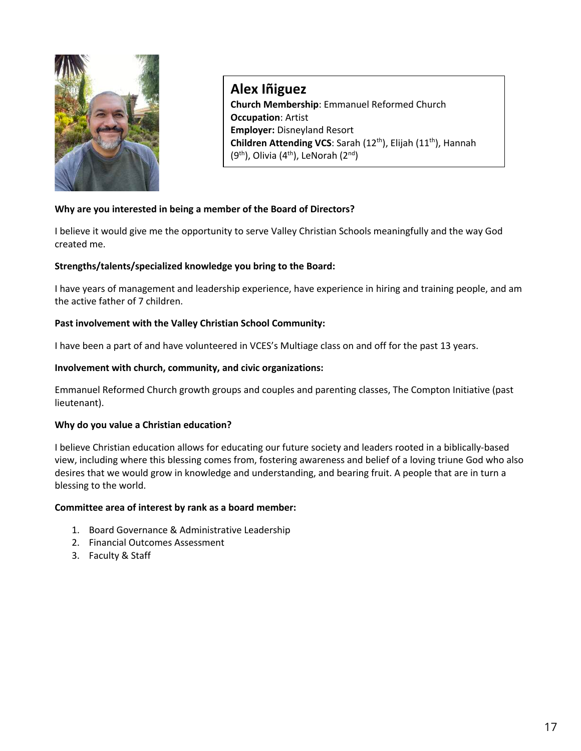## Alex Iñiguez

**Church Membership**: Emmanuel Reformed Church
**Occupation**: Artist
**Employer:** Disneyland Resort
**Children Attending VCS**: Sarah (12th), Elijah (11th), Hannah (9th), Olivia (4th), LeNorah (2nd)

**Why are you interested in being a member of the Board of Directors?**

I believe it would give me the opportunity to serve Valley Christian Schools meaningfully and the way God created me.

**Strengths/talents/specialized knowledge you bring to the Board:**

I have years of management and leadership experience, have experience in hiring and training people, and am the active father of 7 children.

**Past involvement with the Valley Christian School Community:**

I have been a part of and have volunteered in VCES's Multiage class on and off for the past 13 years.

**Involvement with church, community, and civic organizations:**

Emmanuel Reformed Church growth groups and couples and parenting classes, The Compton Initiative (past lieutenant).

**Why do you value a Christian education?**

I believe Christian education allows for educating our future society and leaders rooted in a biblically-based view, including where this blessing comes from, fostering awareness and belief of a loving triune God who also desires that we would grow in knowledge and understanding, and bearing fruit. A people that are in turn a blessing to the world.

**Committee area of interest by rank as a board member:**

1. Board Governance & Administrative Leadership
2. Financial Outcomes Assessment
3. Faculty & Staff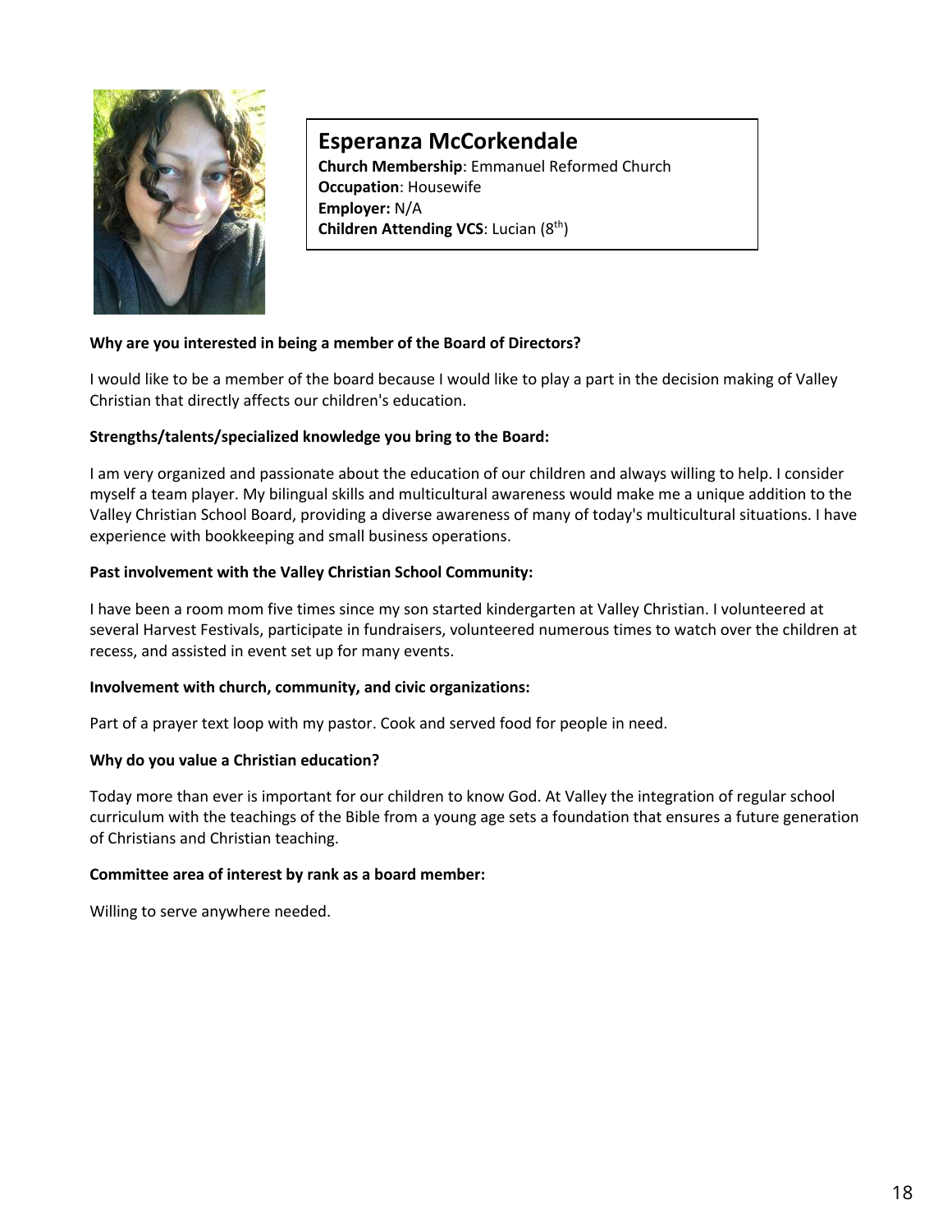## Esperanza McCorkendale

**Church Membership**: Emmanuel Reformed Church
**Occupation**: Housewife
**Employer:** N/A
**Children Attending VCS**: Lucian (8th)

**Why are you interested in being a member of the Board of Directors?**

I would like to be a member of the board because I would like to play a part in the decision making of Valley Christian that directly affects our children's education.

**Strengths/talents/specialized knowledge you bring to the Board:**

I am very organized and passionate about the education of our children and always willing to help. I consider myself a team player. My bilingual skills and multicultural awareness would make me a unique addition to the Valley Christian School Board, providing a diverse awareness of many of today's multicultural situations. I have experience with bookkeeping and small business operations.

**Past involvement with the Valley Christian School Community:**

I have been a room mom five times since my son started kindergarten at Valley Christian. I volunteered at several Harvest Festivals, participate in fundraisers, volunteered numerous times to watch over the children at recess, and assisted in event set up for many events.

**Involvement with church, community, and civic organizations:**

Part of a prayer text loop with my pastor. Cook and served food for people in need.

**Why do you value a Christian education?**

Today more than ever is important for our children to know God. At Valley the integration of regular school curriculum with the teachings of the Bible from a young age sets a foundation that ensures a future generation of Christians and Christian teaching.

**Committee area of interest by rank as a board member:**

Willing to serve anywhere needed.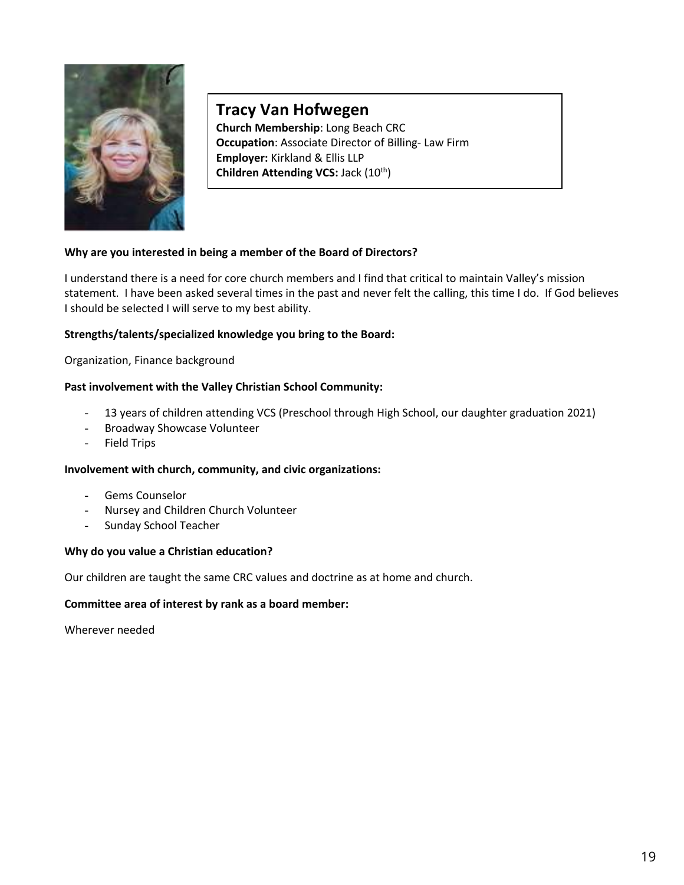## Tracy Van Hofwegen

**Church Membership**: Long Beach CRC
**Occupation**: Associate Director of Billing- Law Firm
**Employer:** Kirkland & Ellis LLP
**Children Attending VCS:** Jack (10th)

**Why are you interested in being a member of the Board of Directors?**

I understand there is a need for core church members and I find that critical to maintain Valley's mission statement. I have been asked several times in the past and never felt the calling, this time I do. If God believes I should be selected I will serve to my best ability.

**Strengths/talents/specialized knowledge you bring to the Board:**

Organization, Finance background

**Past involvement with the Valley Christian School Community:**

- 13 years of children attending VCS (Preschool through High School, our daughter graduation 2021)
- Broadway Showcase Volunteer
- Field Trips

**Involvement with church, community, and civic organizations:**

- Gems Counselor
- Nursey and Children Church Volunteer
- Sunday School Teacher

**Why do you value a Christian education?**

Our children are taught the same CRC values and doctrine as at home and church.

**Committee area of interest by rank as a board member:**

Wherever needed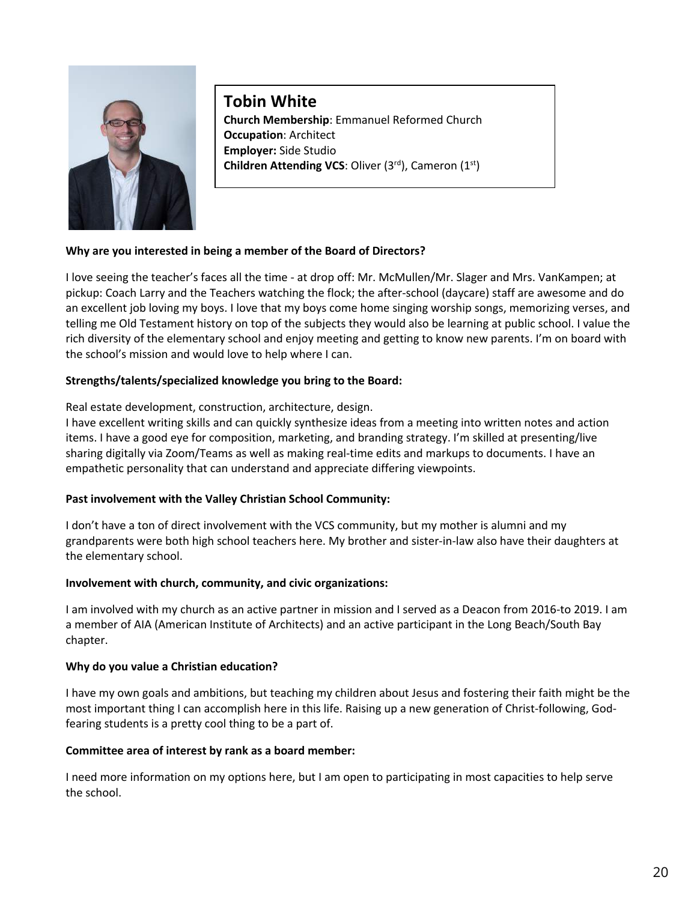## Tobin White

**Church Membership**: Emmanuel Reformed Church
**Occupation**: Architect
**Employer:** Side Studio
**Children Attending VCS**: Oliver (3rd), Cameron (1st)

**Why are you interested in being a member of the Board of Directors?**

I love seeing the teacher's faces all the time - at drop off: Mr. McMullen/Mr. Slager and Mrs. VanKampen; at pickup: Coach Larry and the Teachers watching the flock; the after-school (daycare) staff are awesome and do an excellent job loving my boys. I love that my boys come home singing worship songs, memorizing verses, and telling me Old Testament history on top of the subjects they would also be learning at public school. I value the rich diversity of the elementary school and enjoy meeting and getting to know new parents. I'm on board with the school's mission and would love to help where I can.

**Strengths/talents/specialized knowledge you bring to the Board:**

Real estate development, construction, architecture, design.
I have excellent writing skills and can quickly synthesize ideas from a meeting into written notes and action items. I have a good eye for composition, marketing, and branding strategy. I'm skilled at presenting/live sharing digitally via Zoom/Teams as well as making real-time edits and markups to documents. I have an empathetic personality that can understand and appreciate differing viewpoints.

**Past involvement with the Valley Christian School Community:**

I don't have a ton of direct involvement with the VCS community, but my mother is alumni and my grandparents were both high school teachers here. My brother and sister-in-law also have their daughters at the elementary school.

**Involvement with church, community, and civic organizations:**

I am involved with my church as an active partner in mission and I served as a Deacon from 2016-to 2019. I am a member of AIA (American Institute of Architects) and an active participant in the Long Beach/South Bay chapter.

**Why do you value a Christian education?**

I have my own goals and ambitions, but teaching my children about Jesus and fostering their faith might be the most important thing I can accomplish here in this life. Raising up a new generation of Christ-following, God-fearing students is a pretty cool thing to be a part of.

**Committee area of interest by rank as a board member:**

I need more information on my options here, but I am open to participating in most capacities to help serve the school.